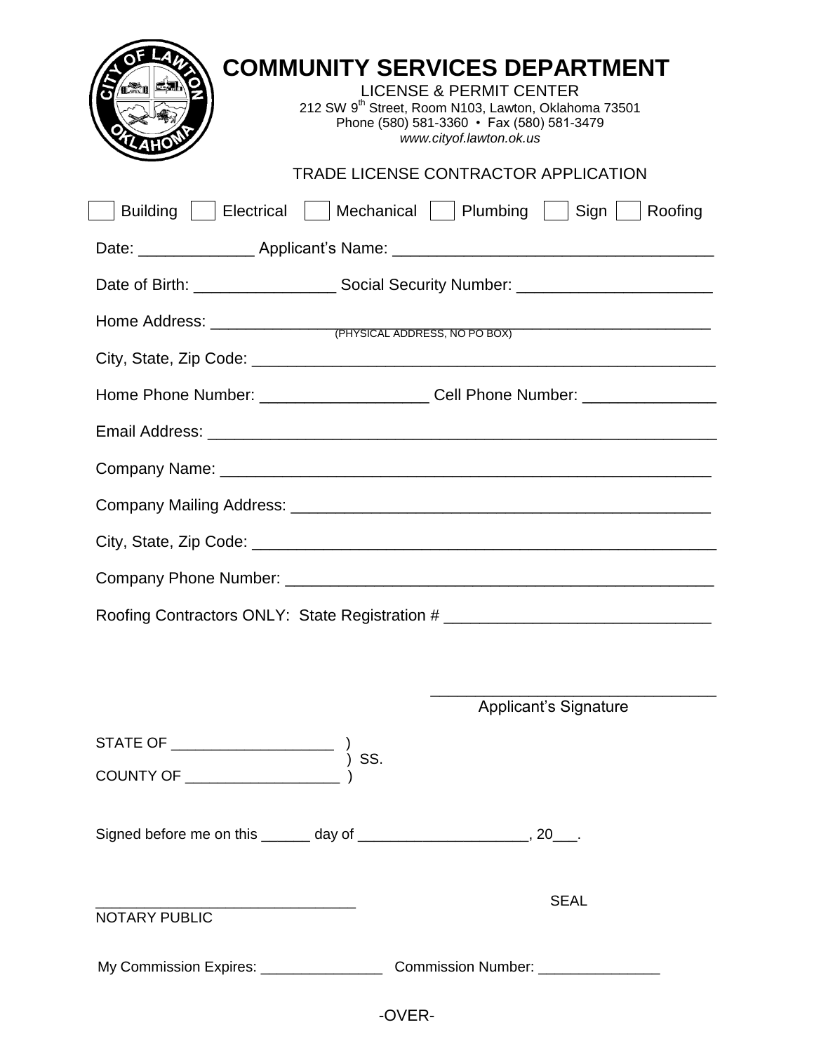# COMMUNITY SERVICES DEPARTMENT

LICENSE & PERMIT CENTER
212 SW 9th Street, Room N103, Lawton, Oklahoma 73501
Phone (580) 581-3360 • Fax (580) 581-3479
*www.cityof.lawton.ok.us*

## TRADE LICENSE CONTRACTOR APPLICATION

☐ Building ☐ Electrical ☐ Mechanical ☐ Plumbing ☐ Sign ☐ Roofing

Date: _____________ Applicant's Name: ___________________________________

Date of Birth: ________________ Social Security Number: _____________________

Home Address: _______________________________________________________
(PHYSICAL ADDRESS, NO PO BOX)

City, State, Zip Code: ____________________________________________________

Home Phone Number: ___________________ Cell Phone Number: _______________

Email Address: ________________________________________________________

Company Name: _______________________________________________________

Company Mailing Address: ______________________________________________

City, State, Zip Code: ____________________________________________________

Company Phone Number: ________________________________________________

Roofing Contractors ONLY: State Registration # _____________________________

_______________________________
Applicant's Signature

STATE OF ___________________ )
) SS.
COUNTY OF __________________ )

Signed before me on this ______ day of _____________________, 20___.

______________________________
NOTARY PUBLIC

SEAL

My Commission Expires: _______________ Commission Number: _______________

-OVER-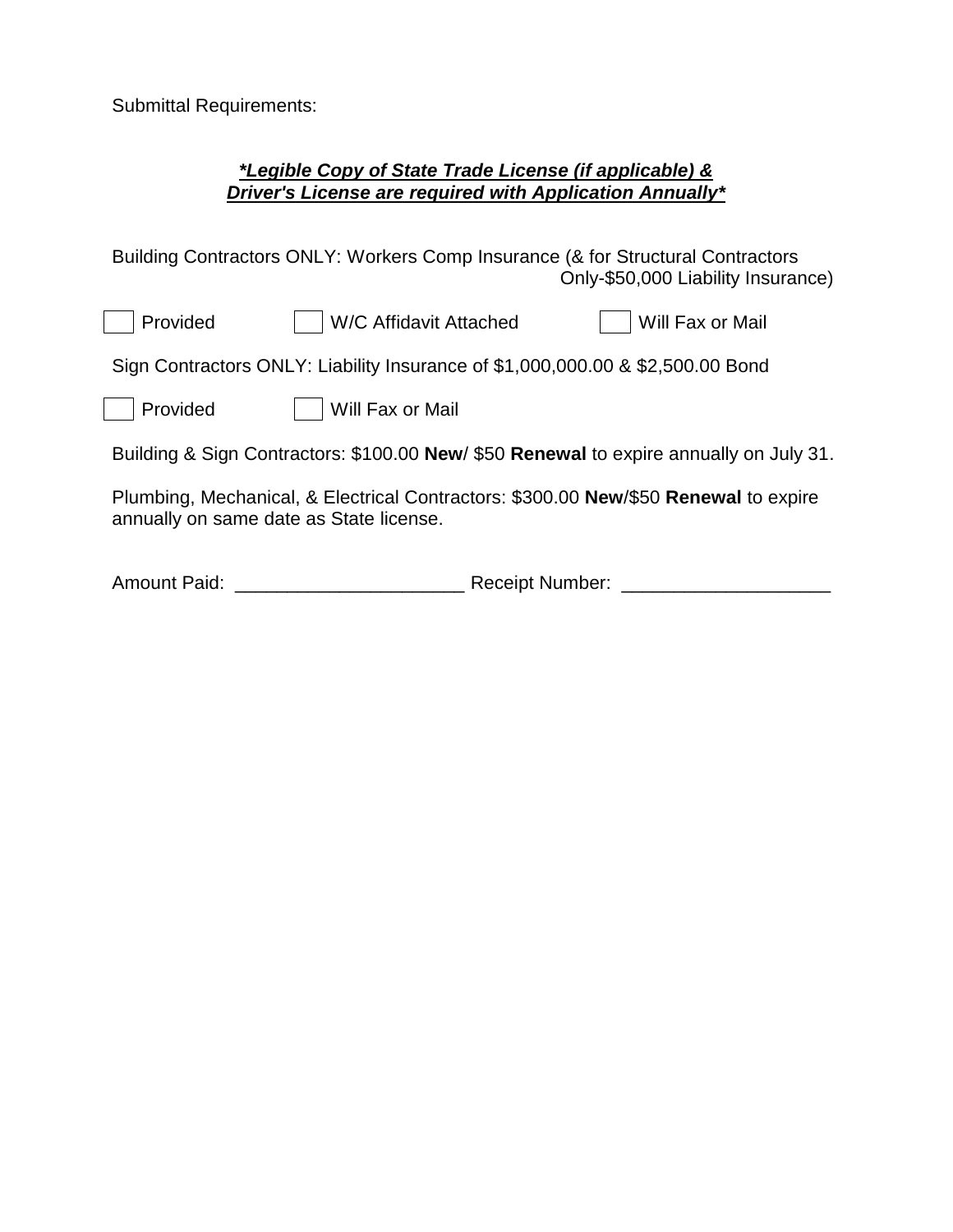Submittal Requirements:

***<u>*Legible Copy of State Trade License (if applicable) & Driver's License are required with Application Annually*</u>***

Building Contractors ONLY: Workers Comp Insurance (& for Structural Contractors Only-$50,000 Liability Insurance)

☐ Provided ☐ W/C Affidavit Attached ☐ Will Fax or Mail

Sign Contractors ONLY: Liability Insurance of $1,000,000.00 & $2,500.00 Bond

☐ Provided ☐ Will Fax or Mail

Building & Sign Contractors: $100.00 **New**/ $50 **Renewal** to expire annually on July 31.

Plumbing, Mechanical, & Electrical Contractors: $300.00 **New**/$50 **Renewal** to expire annually on same date as State license.

Amount Paid: ______________________ Receipt Number: ____________________